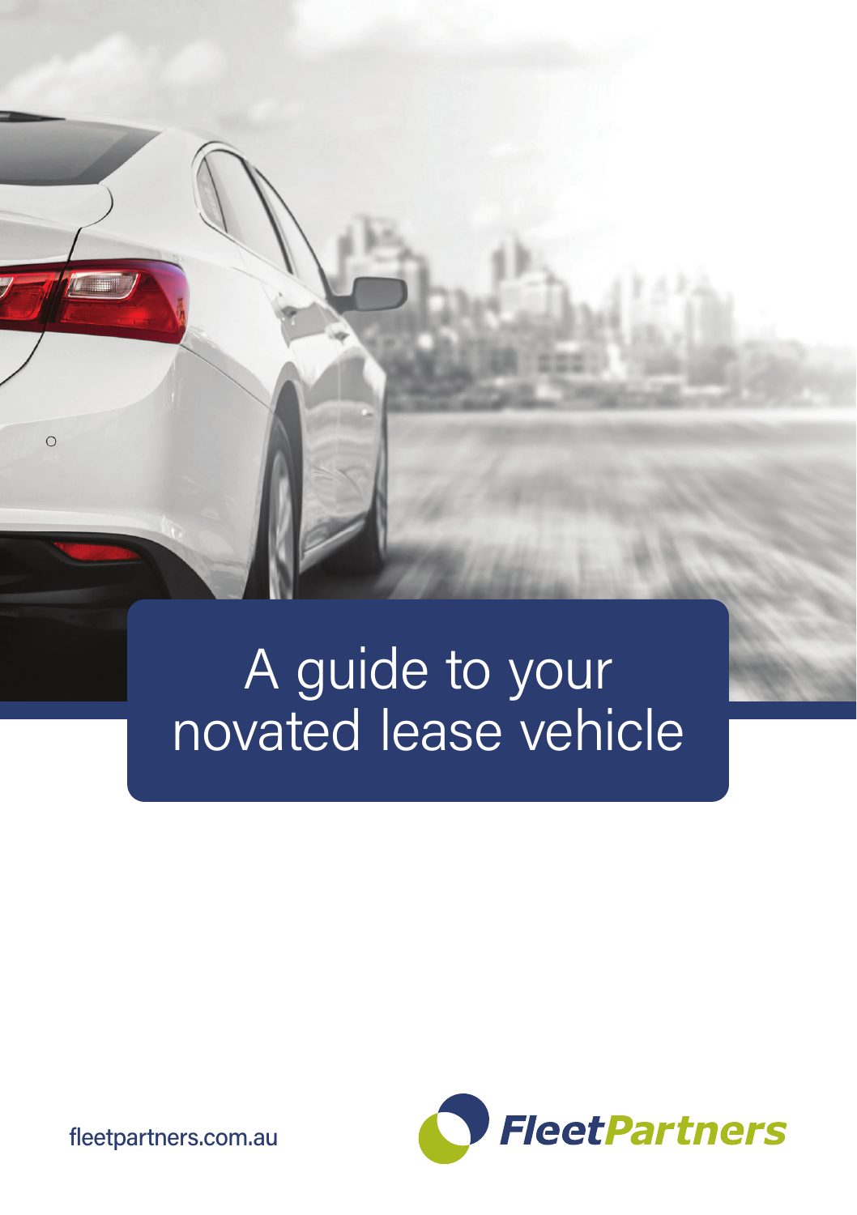# A guide to your novated lease vehicle

fleetpartners.com.au

FleetPartners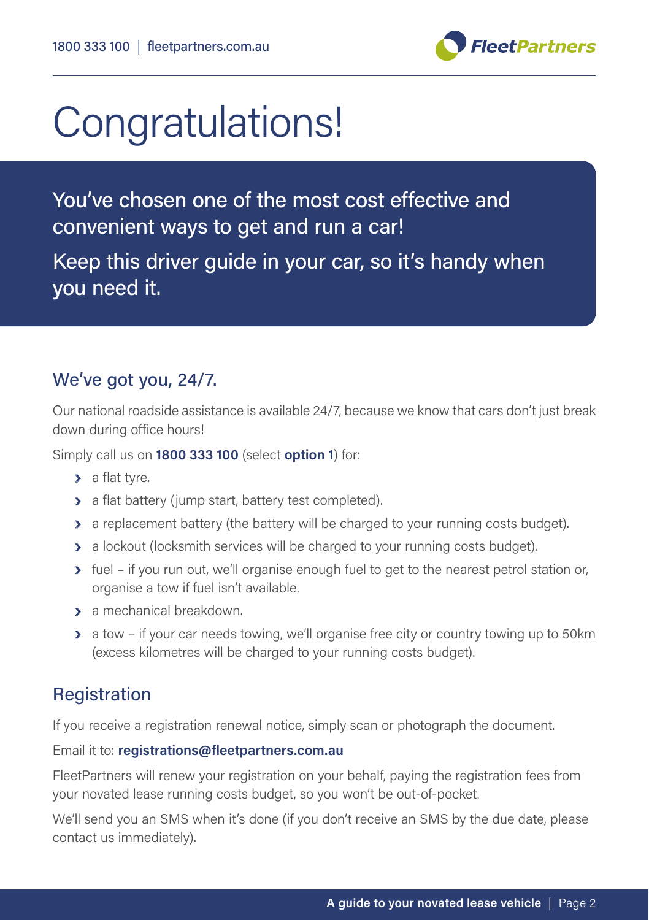# Congratulations!

You've chosen one of the most cost effective and convenient ways to get and run a car!

Keep this driver guide in your car, so it's handy when you need it.

## We've got you, 24/7.

Our national roadside assistance is available 24/7, because we know that cars don't just break down during office hours!

Simply call us on **1800 333 100** (select **option 1**) for:

- a flat tyre.
- a flat battery (jump start, battery test completed).
- a replacement battery (the battery will be charged to your running costs budget).
- a lockout (locksmith services will be charged to your running costs budget).
- fuel – if you run out, we'll organise enough fuel to get to the nearest petrol station or, organise a tow if fuel isn't available.
- a mechanical breakdown.
- a tow – if your car needs towing, we'll organise free city or country towing up to 50km (excess kilometres will be charged to your running costs budget).

## Registration

If you receive a registration renewal notice, simply scan or photograph the document.

Email it to: **registrations@fleetpartners.com.au**

FleetPartners will renew your registration on your behalf, paying the registration fees from your novated lease running costs budget, so you won't be out-of-pocket.

We'll send you an SMS when it's done (if you don't receive an SMS by the due date, please contact us immediately).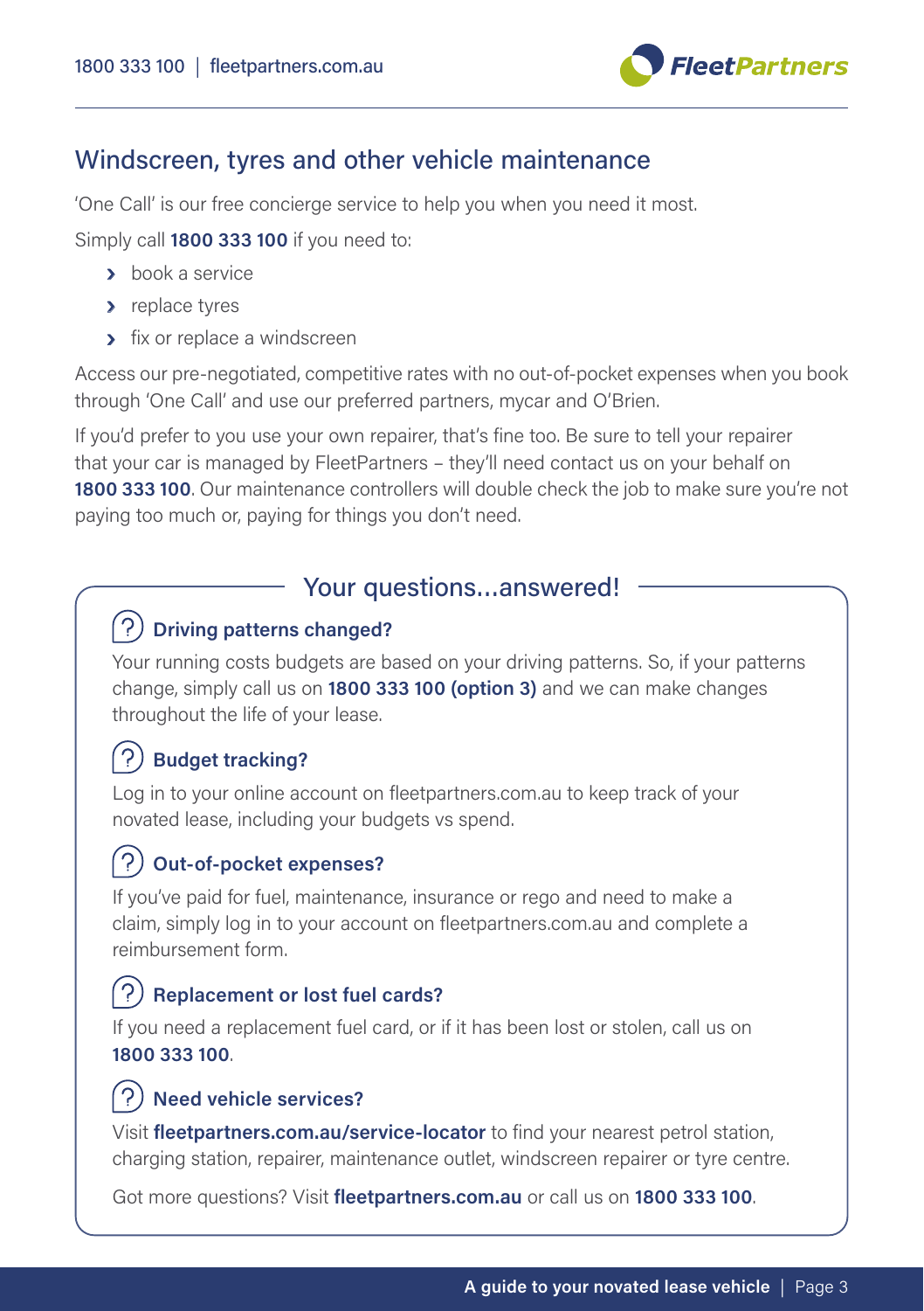## Windscreen, tyres and other vehicle maintenance

'One Call' is our free concierge service to help you when you need it most.

Simply call **1800 333 100** if you need to:

- book a service
- replace tyres
- fix or replace a windscreen

Access our pre-negotiated, competitive rates with no out-of-pocket expenses when you book through 'One Call' and use our preferred partners, mycar and O'Brien.

If you'd prefer to you use your own repairer, that's fine too. Be sure to tell your repairer that your car is managed by FleetPartners – they'll need contact us on your behalf on **1800 333 100**. Our maintenance controllers will double check the job to make sure you're not paying too much or, paying for things you don't need.

## Your questions...answered!

### Driving patterns changed?

Your running costs budgets are based on your driving patterns. So, if your patterns change, simply call us on **1800 333 100 (option 3)** and we can make changes throughout the life of your lease.

### Budget tracking?

Log in to your online account on fleetpartners.com.au to keep track of your novated lease, including your budgets vs spend.

### Out-of-pocket expenses?

If you've paid for fuel, maintenance, insurance or rego and need to make a claim, simply log in to your account on fleetpartners.com.au and complete a reimbursement form.

### Replacement or lost fuel cards?

If you need a replacement fuel card, or if it has been lost or stolen, call us on **1800 333 100**.

### Need vehicle services?

Visit **fleetpartners.com.au/service-locator** to find your nearest petrol station, charging station, repairer, maintenance outlet, windscreen repairer or tyre centre.

Got more questions? Visit **fleetpartners.com.au** or call us on **1800 333 100**.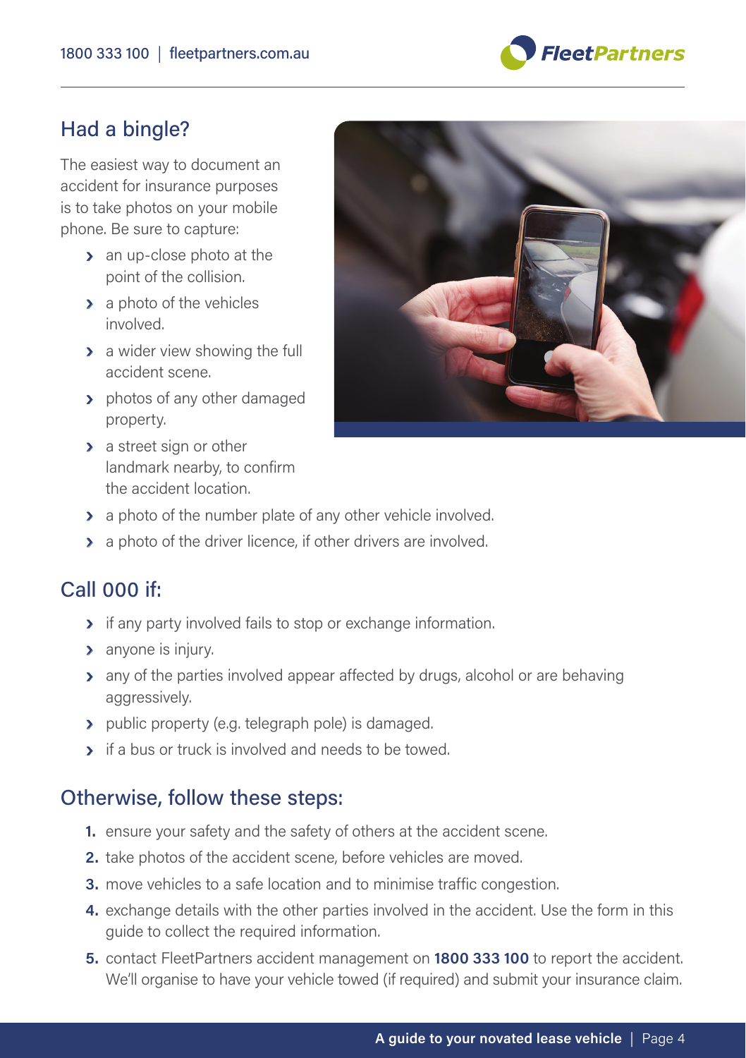## Had a bingle?

The easiest way to document an accident for insurance purposes is to take photos on your mobile phone. Be sure to capture:

- an up-close photo at the point of the collision.
- a photo of the vehicles involved.
- a wider view showing the full accident scene.
- photos of any other damaged property.
- a street sign or other landmark nearby, to confirm the accident location.
- a photo of the number plate of any other vehicle involved.
- a photo of the driver licence, if other drivers are involved.

## Call 000 if:

- if any party involved fails to stop or exchange information.
- anyone is injury.
- any of the parties involved appear affected by drugs, alcohol or are behaving aggressively.
- public property (e.g. telegraph pole) is damaged.
- if a bus or truck is involved and needs to be towed.

## Otherwise, follow these steps:

1. ensure your safety and the safety of others at the accident scene.
2. take photos of the accident scene, before vehicles are moved.
3. move vehicles to a safe location and to minimise traffic congestion.
4. exchange details with the other parties involved in the accident. Use the form in this guide to collect the required information.
5. contact FleetPartners accident management on **1800 333 100** to report the accident. We'll organise to have your vehicle towed (if required) and submit your insurance claim.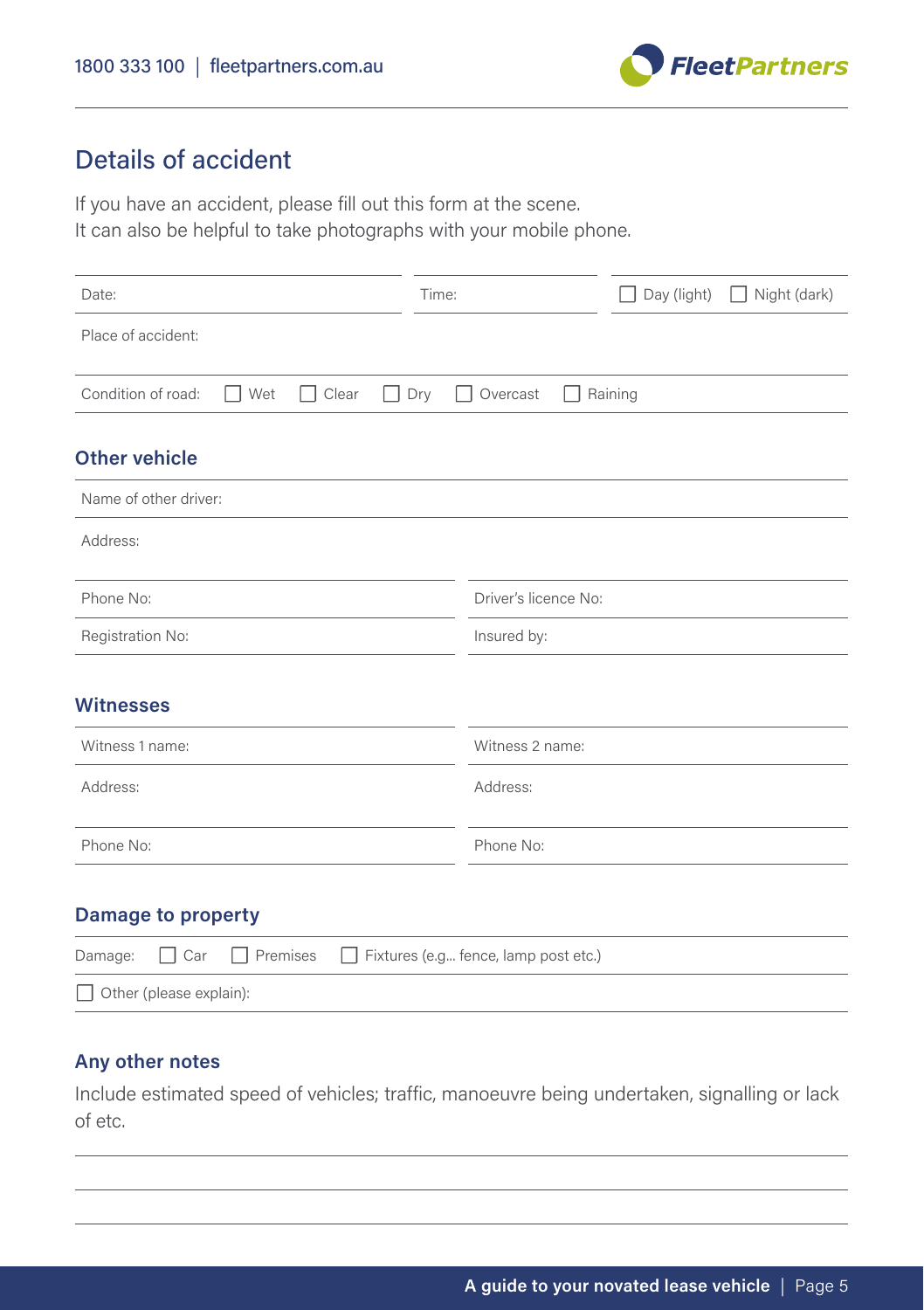# Details of accident

If you have an accident, please fill out this form at the scene.
It can also be helpful to take photographs with your mobile phone.

| Date: | Time: | ☐ Day (light) ☐ Night (dark) |
|---|---|---|

Place of accident:

Condition of road: ☐ Wet ☐ Clear ☐ Dry ☐ Overcast ☐ Raining

## Other vehicle

Name of other driver:

Address:

| Phone No: | Driver's licence No: |
|---|---|
| Registration No: | Insured by: |

## Witnesses

| Witness 1 name: | Witness 2 name: |
|---|---|
| Address: | Address: |
| Phone No: | Phone No: |

## Damage to property

Damage: ☐ Car ☐ Premises ☐ Fixtures (e.g... fence, lamp post etc.)

☐ Other (please explain):

## Any other notes

Include estimated speed of vehicles; traffic, manoeuvre being undertaken, signalling or lack of etc.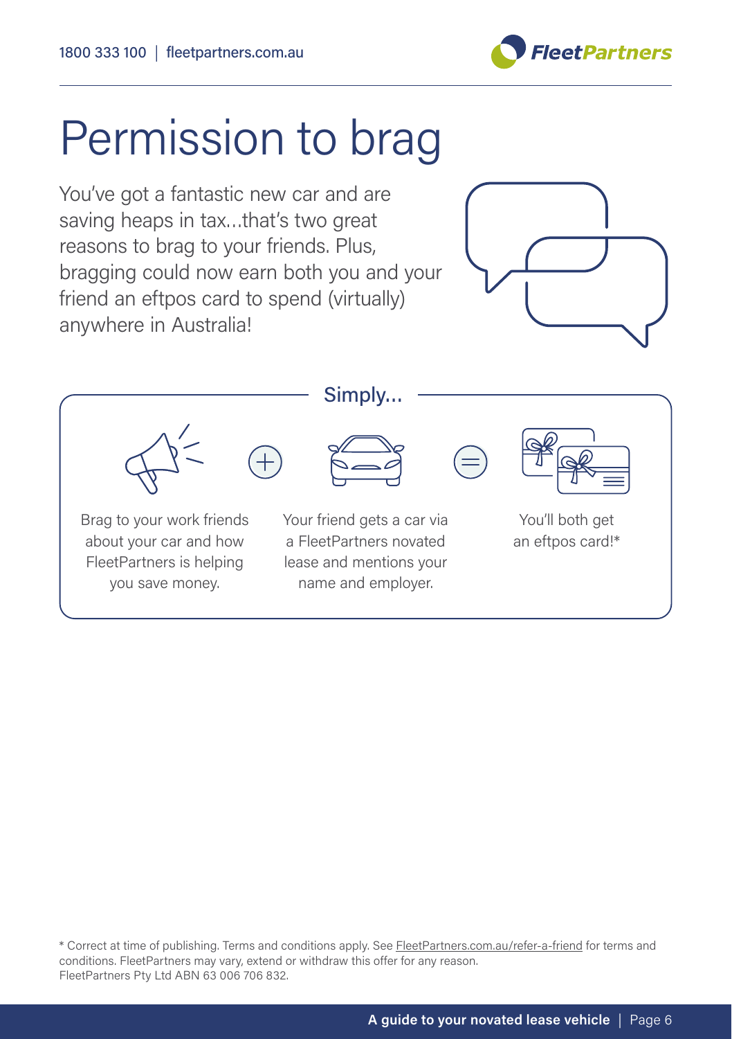# Permission to brag

You've got a fantastic new car and are saving heaps in tax...that's two great reasons to brag to your friends. Plus, bragging could now earn both you and your friend an eftpos card to spend (virtually) anywhere in Australia!

## Simply...

Brag to your work friends about your car and how FleetPartners is helping you save money.

\+

Your friend gets a car via a FleetPartners novated lease and mentions your name and employer.

=

You'll both get an eftpos card!*

\* Correct at time of publishing. Terms and conditions apply. See FleetPartners.com.au/refer-a-friend for terms and conditions. FleetPartners may vary, extend or withdraw this offer for any reason.
FleetPartners Pty Ltd ABN 63 006 706 832.